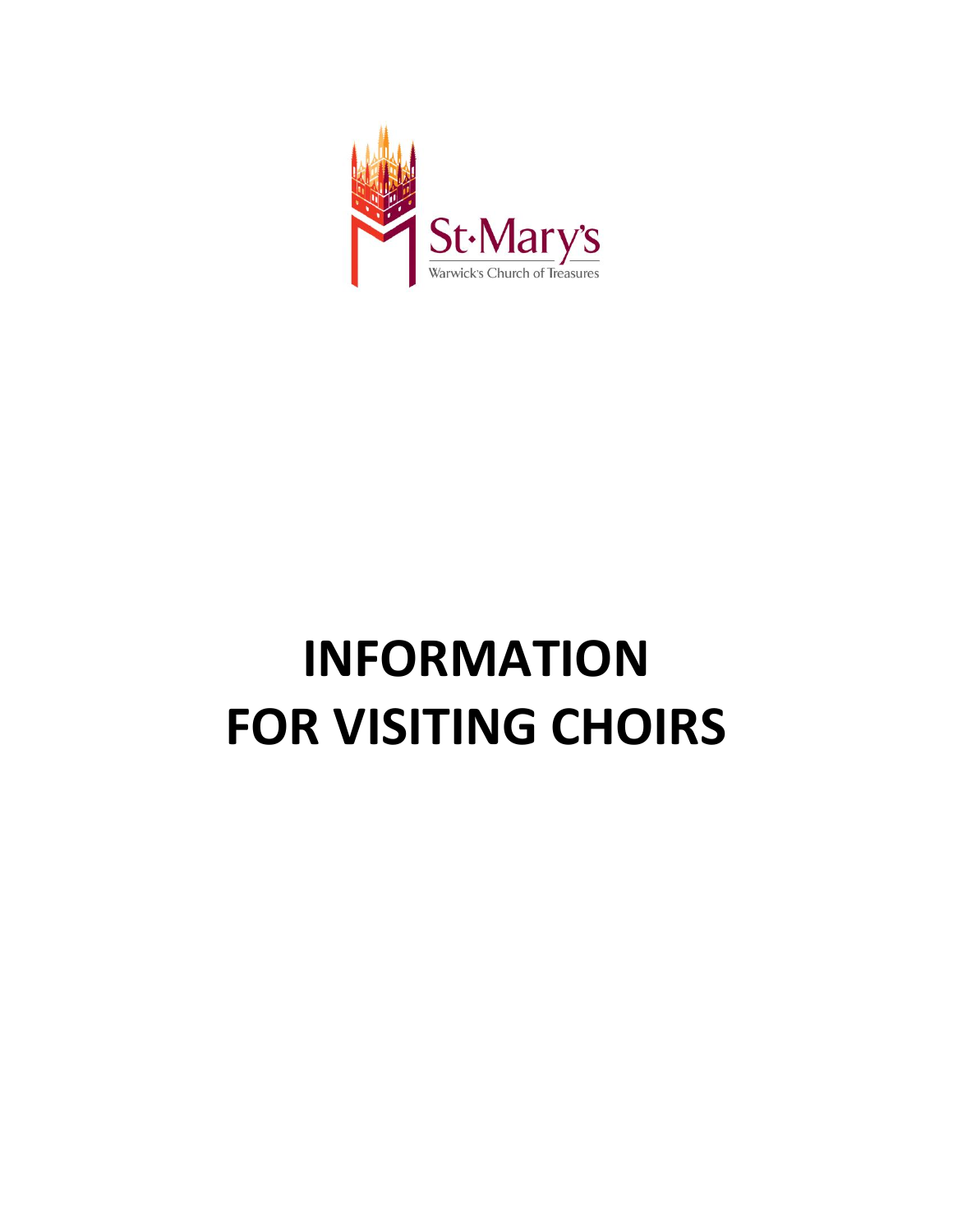St·Mary's

Warwick's Church of Treasures

# INFORMATION FOR VISITING CHOIRS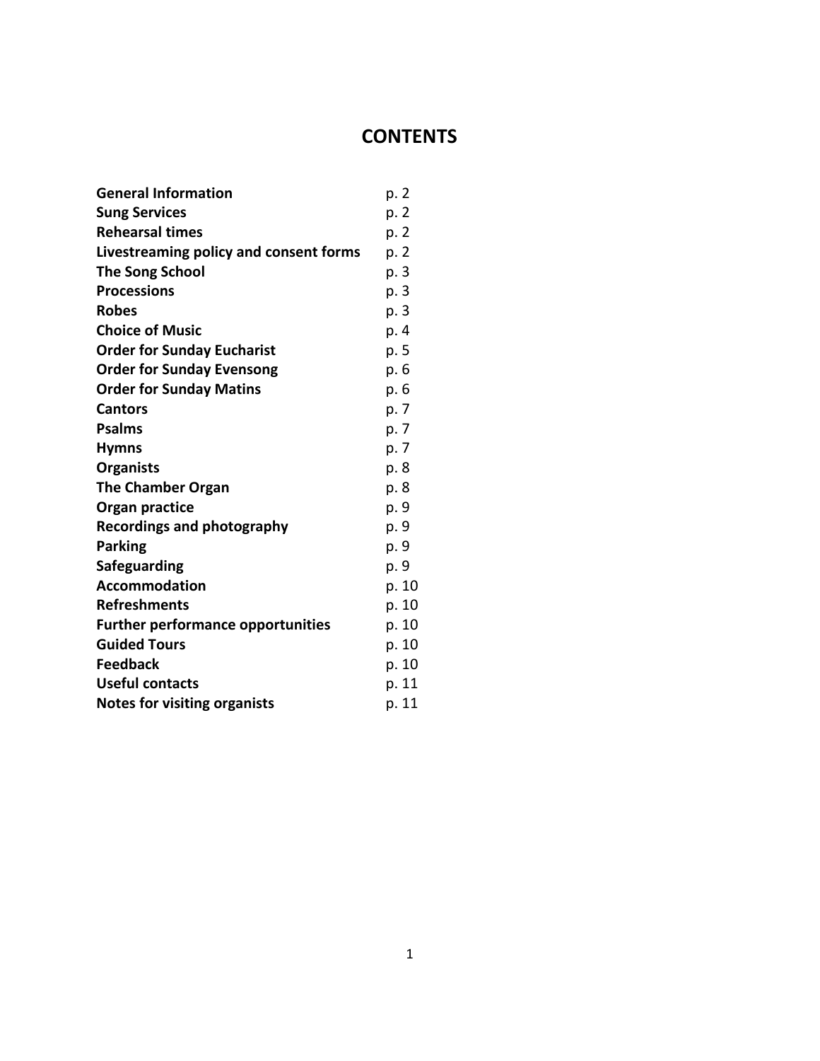# CONTENTS

| | |
|---|---|
| **General Information** | p. 2 |
| **Sung Services** | p. 2 |
| **Rehearsal times** | p. 2 |
| **Livestreaming policy and consent forms** | p. 2 |
| **The Song School** | p. 3 |
| **Processions** | p. 3 |
| **Robes** | p. 3 |
| **Choice of Music** | p. 4 |
| **Order for Sunday Eucharist** | p. 5 |
| **Order for Sunday Evensong** | p. 6 |
| **Order for Sunday Matins** | p. 6 |
| **Cantors** | p. 7 |
| **Psalms** | p. 7 |
| **Hymns** | p. 7 |
| **Organists** | p. 8 |
| **The Chamber Organ** | p. 8 |
| **Organ practice** | p. 9 |
| **Recordings and photography** | p. 9 |
| **Parking** | p. 9 |
| **Safeguarding** | p. 9 |
| **Accommodation** | p. 10 |
| **Refreshments** | p. 10 |
| **Further performance opportunities** | p. 10 |
| **Guided Tours** | p. 10 |
| **Feedback** | p. 10 |
| **Useful contacts** | p. 11 |
| **Notes for visiting organists** | p. 11 |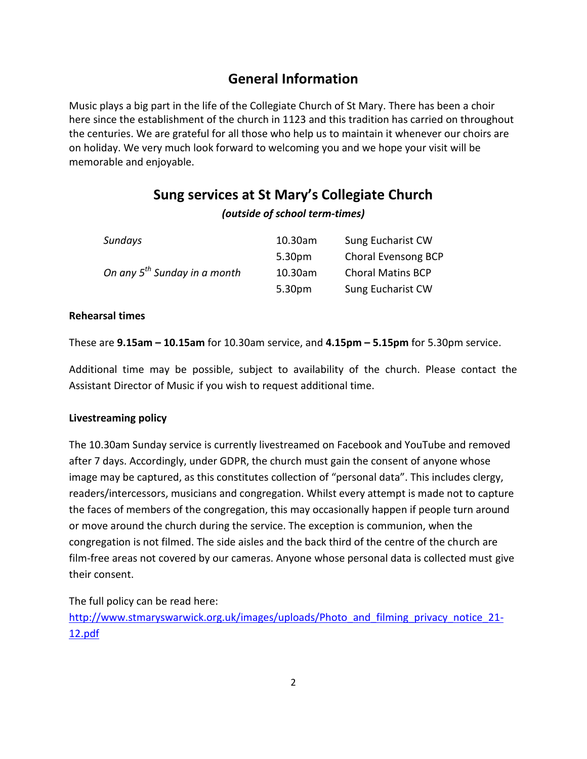## General Information

Music plays a big part in the life of the Collegiate Church of St Mary. There has been a choir here since the establishment of the church in 1123 and this tradition has carried on throughout the centuries. We are grateful for all those who help us to maintain it whenever our choirs are on holiday. We very much look forward to welcoming you and we hope your visit will be memorable and enjoyable.

## Sung services at St Mary's Collegiate Church

***(outside of school term-times)***

| | | |
|---|---|---|
| *Sundays* | 10.30am | Sung Eucharist CW |
| | 5.30pm | Choral Evensong BCP |
| *On any 5th Sunday in a month* | 10.30am | Choral Matins BCP |
| | 5.30pm | Sung Eucharist CW |

**Rehearsal times**

These are **9.15am – 10.15am** for 10.30am service, and **4.15pm – 5.15pm** for 5.30pm service.

Additional time may be possible, subject to availability of the church. Please contact the Assistant Director of Music if you wish to request additional time.

**Livestreaming policy**

The 10.30am Sunday service is currently livestreamed on Facebook and YouTube and removed after 7 days. Accordingly, under GDPR, the church must gain the consent of anyone whose image may be captured, as this constitutes collection of "personal data". This includes clergy, readers/intercessors, musicians and congregation. Whilst every attempt is made not to capture the faces of members of the congregation, this may occasionally happen if people turn around or move around the church during the service. The exception is communion, when the congregation is not filmed. The side aisles and the back third of the centre of the church are film-free areas not covered by our cameras. Anyone whose personal data is collected must give their consent.

The full policy can be read here:
http://www.stmaryswarwick.org.uk/images/uploads/Photo_and_filming_privacy_notice_21-12.pdf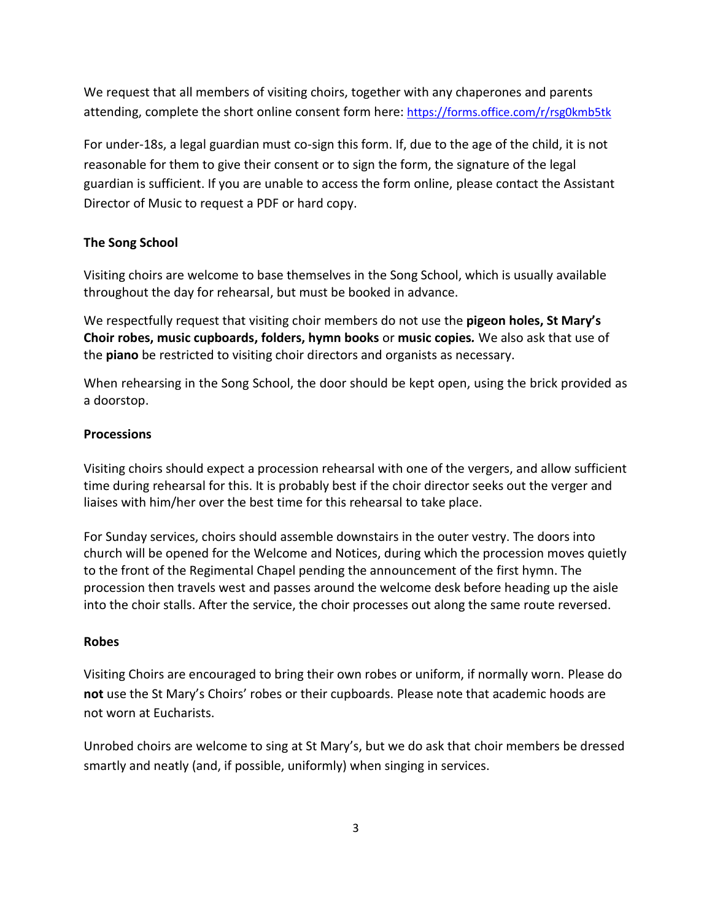We request that all members of visiting choirs, together with any chaperones and parents attending, complete the short online consent form here: https://forms.office.com/r/rsg0kmb5tk

For under-18s, a legal guardian must co-sign this form. If, due to the age of the child, it is not reasonable for them to give their consent or to sign the form, the signature of the legal guardian is sufficient. If you are unable to access the form online, please contact the Assistant Director of Music to request a PDF or hard copy.

**The Song School**

Visiting choirs are welcome to base themselves in the Song School, which is usually available throughout the day for rehearsal, but must be booked in advance.

We respectfully request that visiting choir members do not use the **pigeon holes, St Mary's Choir robes, music cupboards, folders, hymn books** or **music copies.** We also ask that use of the **piano** be restricted to visiting choir directors and organists as necessary.

When rehearsing in the Song School, the door should be kept open, using the brick provided as a doorstop.

**Processions**

Visiting choirs should expect a procession rehearsal with one of the vergers, and allow sufficient time during rehearsal for this. It is probably best if the choir director seeks out the verger and liaises with him/her over the best time for this rehearsal to take place.

For Sunday services, choirs should assemble downstairs in the outer vestry. The doors into church will be opened for the Welcome and Notices, during which the procession moves quietly to the front of the Regimental Chapel pending the announcement of the first hymn. The procession then travels west and passes around the welcome desk before heading up the aisle into the choir stalls. After the service, the choir processes out along the same route reversed.

**Robes**

Visiting Choirs are encouraged to bring their own robes or uniform, if normally worn. Please do **not** use the St Mary's Choirs' robes or their cupboards. Please note that academic hoods are not worn at Eucharists.

Unrobed choirs are welcome to sing at St Mary's, but we do ask that choir members be dressed smartly and neatly (and, if possible, uniformly) when singing in services.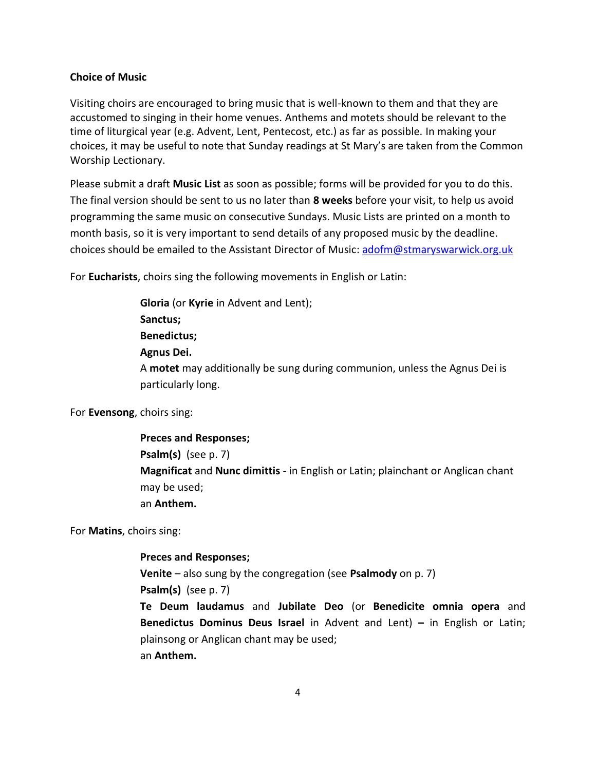### Choice of Music

Visiting choirs are encouraged to bring music that is well-known to them and that they are accustomed to singing in their home venues. Anthems and motets should be relevant to the time of liturgical year (e.g. Advent, Lent, Pentecost, etc.) as far as possible. In making your choices, it may be useful to note that Sunday readings at St Mary's are taken from the Common Worship Lectionary.

Please submit a draft **Music List** as soon as possible; forms will be provided for you to do this. The final version should be sent to us no later than **8 weeks** before your visit, to help us avoid programming the same music on consecutive Sundays. Music Lists are printed on a month to month basis, so it is very important to send details of any proposed music by the deadline. choices should be emailed to the Assistant Director of Music: adofm@stmaryswarwick.org.uk

For **Eucharists**, choirs sing the following movements in English or Latin:

> **Gloria** (or **Kyrie** in Advent and Lent);
> **Sanctus;**
> **Benedictus;**
> **Agnus Dei.**
> A **motet** may additionally be sung during communion, unless the Agnus Dei is particularly long.

For **Evensong**, choirs sing:

> **Preces and Responses;**
> **Psalm(s)** (see p. 7)
> **Magnificat** and **Nunc dimittis** - in English or Latin; plainchant or Anglican chant may be used;
> an **Anthem.**

For **Matins**, choirs sing:

> **Preces and Responses;**
> **Venite** – also sung by the congregation (see **Psalmody** on p. 7)
> **Psalm(s)** (see p. 7)
> **Te Deum laudamus** and **Jubilate Deo** (or **Benedicite omnia opera** and **Benedictus Dominus Deus Israel** in Advent and Lent) **–** in English or Latin; plainsong or Anglican chant may be used;
> an **Anthem.**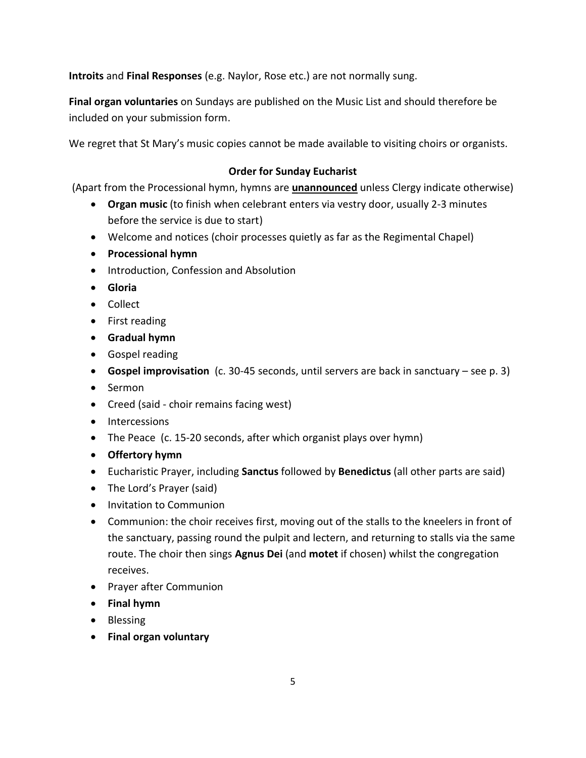**Introits** and **Final Responses** (e.g. Naylor, Rose etc.) are not normally sung.

**Final organ voluntaries** on Sundays are published on the Music List and should therefore be included on your submission form.

We regret that St Mary's music copies cannot be made available to visiting choirs or organists.

**Order for Sunday Eucharist**

(Apart from the Processional hymn, hymns are **unannounced** unless Clergy indicate otherwise)

- **Organ music** (to finish when celebrant enters via vestry door, usually 2-3 minutes before the service is due to start)
- Welcome and notices (choir processes quietly as far as the Regimental Chapel)
- **Processional hymn**
- Introduction, Confession and Absolution
- **Gloria**
- Collect
- First reading
- **Gradual hymn**
- Gospel reading
- **Gospel improvisation** (c. 30-45 seconds, until servers are back in sanctuary – see p. 3)
- Sermon
- Creed (said - choir remains facing west)
- Intercessions
- The Peace (c. 15-20 seconds, after which organist plays over hymn)
- **Offertory hymn**
- Eucharistic Prayer, including **Sanctus** followed by **Benedictus** (all other parts are said)
- The Lord's Prayer (said)
- Invitation to Communion
- Communion: the choir receives first, moving out of the stalls to the kneelers in front of the sanctuary, passing round the pulpit and lectern, and returning to stalls via the same route. The choir then sings **Agnus Dei** (and **motet** if chosen) whilst the congregation receives.
- Prayer after Communion
- **Final hymn**
- Blessing
- **Final organ voluntary**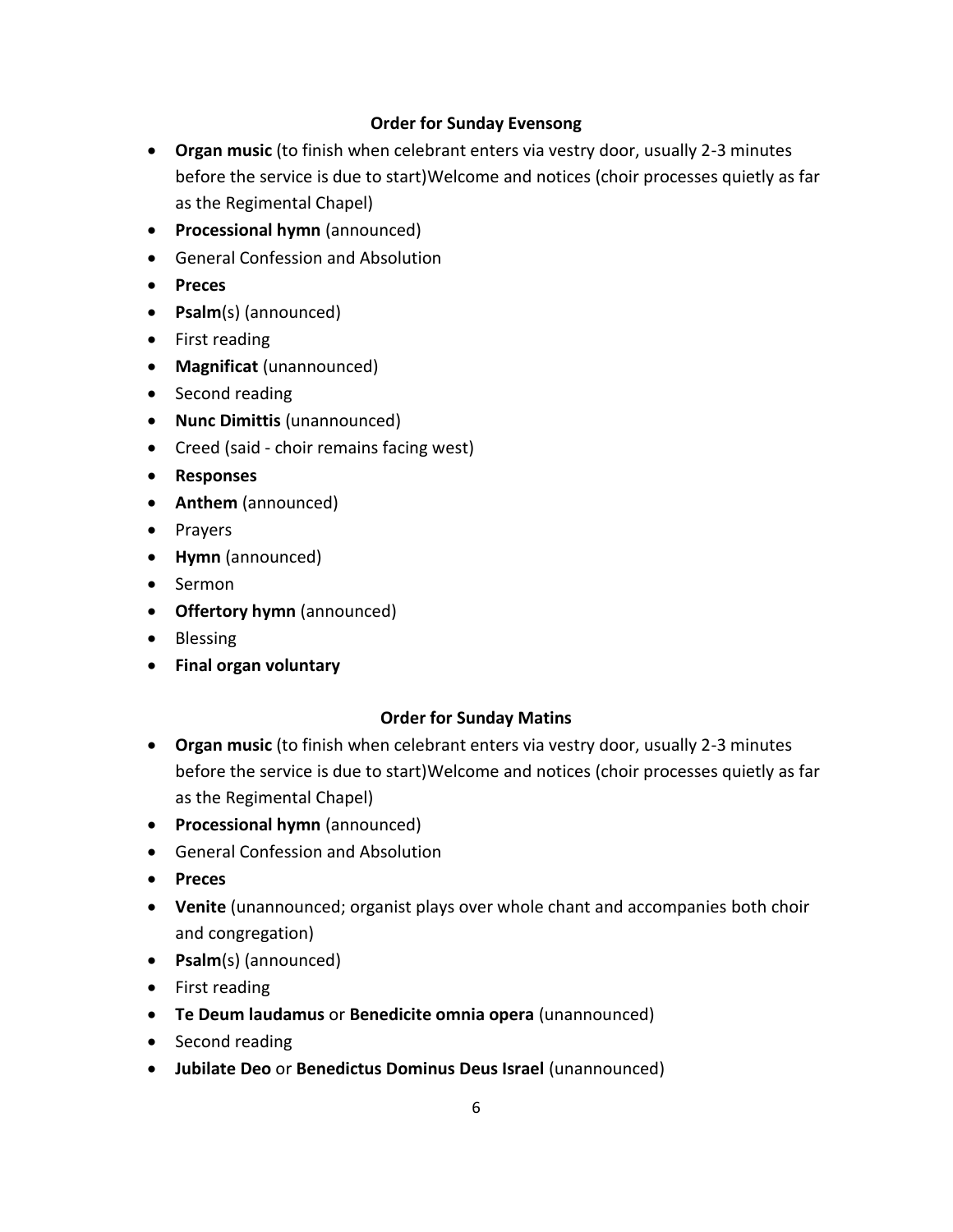## Order for Sunday Evensong

- **Organ music** (to finish when celebrant enters via vestry door, usually 2-3 minutes before the service is due to start)Welcome and notices (choir processes quietly as far as the Regimental Chapel)
- **Processional hymn** (announced)
- General Confession and Absolution
- **Preces**
- **Psalm**(s) (announced)
- First reading
- **Magnificat** (unannounced)
- Second reading
- **Nunc Dimittis** (unannounced)
- Creed (said - choir remains facing west)
- **Responses**
- **Anthem** (announced)
- Prayers
- **Hymn** (announced)
- Sermon
- **Offertory hymn** (announced)
- Blessing
- **Final organ voluntary**

## Order for Sunday Matins

- **Organ music** (to finish when celebrant enters via vestry door, usually 2-3 minutes before the service is due to start)Welcome and notices (choir processes quietly as far as the Regimental Chapel)
- **Processional hymn** (announced)
- General Confession and Absolution
- **Preces**
- **Venite** (unannounced; organist plays over whole chant and accompanies both choir and congregation)
- **Psalm**(s) (announced)
- First reading
- **Te Deum laudamus** or **Benedicite omnia opera** (unannounced)
- Second reading
- **Jubilate Deo** or **Benedictus Dominus Deus Israel** (unannounced)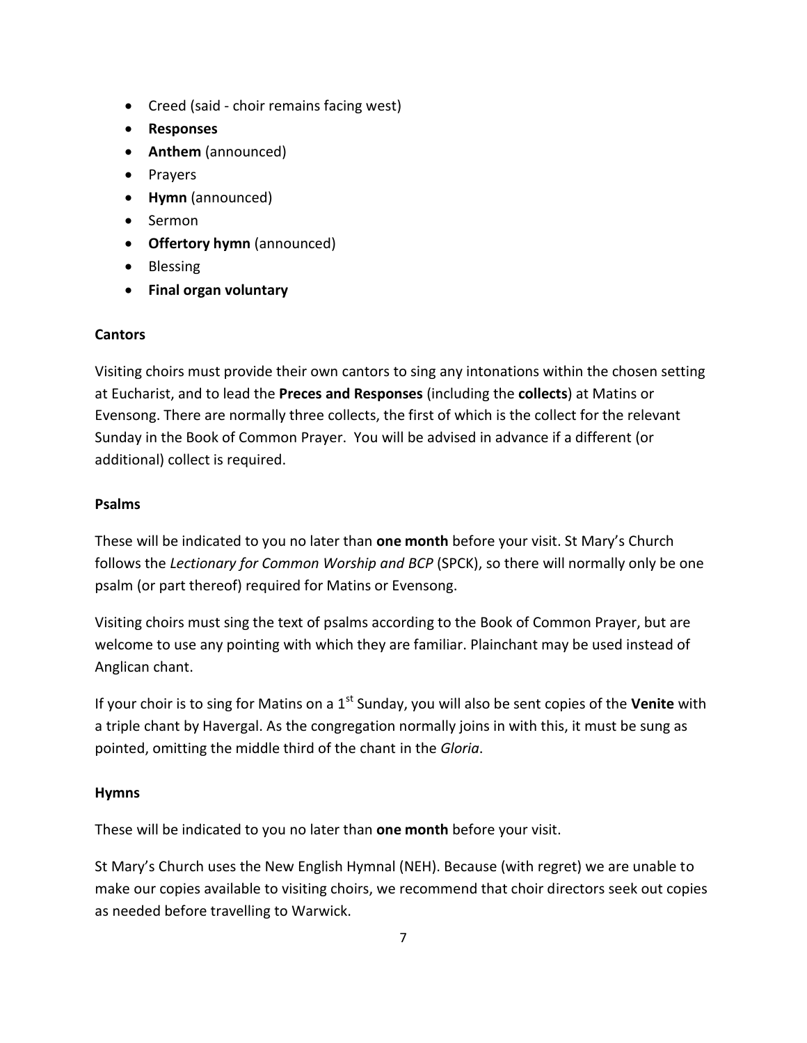- Creed (said - choir remains facing west)
- **Responses**
- **Anthem** (announced)
- Prayers
- **Hymn** (announced)
- Sermon
- **Offertory hymn** (announced)
- Blessing
- **Final organ voluntary**

**Cantors**

Visiting choirs must provide their own cantors to sing any intonations within the chosen setting at Eucharist, and to lead the **Preces and Responses** (including the **collects**) at Matins or Evensong. There are normally three collects, the first of which is the collect for the relevant Sunday in the Book of Common Prayer. You will be advised in advance if a different (or additional) collect is required.

**Psalms**

These will be indicated to you no later than **one month** before your visit. St Mary's Church follows the *Lectionary for Common Worship and BCP* (SPCK), so there will normally only be one psalm (or part thereof) required for Matins or Evensong.

Visiting choirs must sing the text of psalms according to the Book of Common Prayer, but are welcome to use any pointing with which they are familiar. Plainchant may be used instead of Anglican chant.

If your choir is to sing for Matins on a 1st Sunday, you will also be sent copies of the **Venite** with a triple chant by Havergal. As the congregation normally joins in with this, it must be sung as pointed, omitting the middle third of the chant in the *Gloria*.

**Hymns**

These will be indicated to you no later than **one month** before your visit.

St Mary's Church uses the New English Hymnal (NEH). Because (with regret) we are unable to make our copies available to visiting choirs, we recommend that choir directors seek out copies as needed before travelling to Warwick.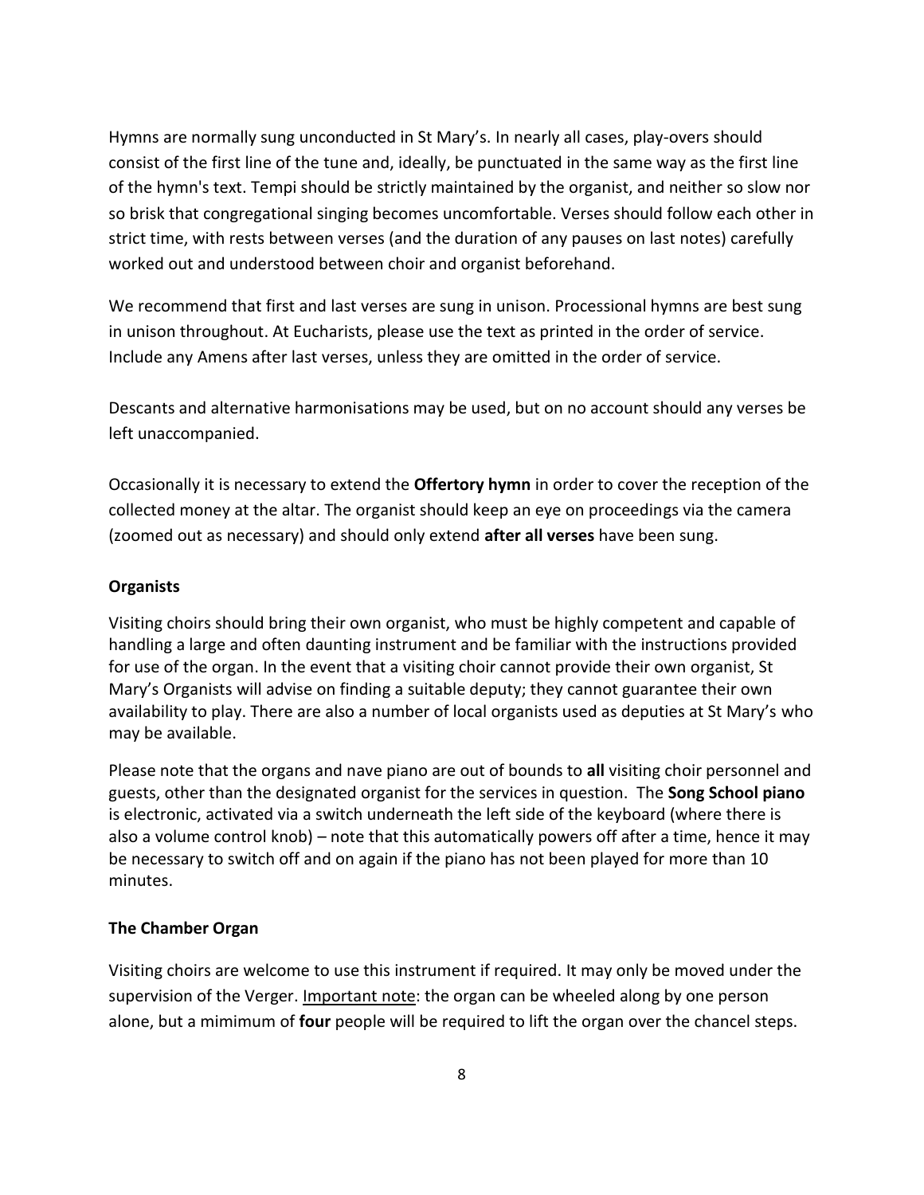Hymns are normally sung unconducted in St Mary's. In nearly all cases, play-overs should consist of the first line of the tune and, ideally, be punctuated in the same way as the first line of the hymn's text. Tempi should be strictly maintained by the organist, and neither so slow nor so brisk that congregational singing becomes uncomfortable. Verses should follow each other in strict time, with rests between verses (and the duration of any pauses on last notes) carefully worked out and understood between choir and organist beforehand.

We recommend that first and last verses are sung in unison. Processional hymns are best sung in unison throughout. At Eucharists, please use the text as printed in the order of service. Include any Amens after last verses, unless they are omitted in the order of service.

Descants and alternative harmonisations may be used, but on no account should any verses be left unaccompanied.

Occasionally it is necessary to extend the **Offertory hymn** in order to cover the reception of the collected money at the altar. The organist should keep an eye on proceedings via the camera (zoomed out as necessary) and should only extend **after all verses** have been sung.

**Organists**

Visiting choirs should bring their own organist, who must be highly competent and capable of handling a large and often daunting instrument and be familiar with the instructions provided for use of the organ. In the event that a visiting choir cannot provide their own organist, St Mary's Organists will advise on finding a suitable deputy; they cannot guarantee their own availability to play. There are also a number of local organists used as deputies at St Mary's who may be available.

Please note that the organs and nave piano are out of bounds to **all** visiting choir personnel and guests, other than the designated organist for the services in question. The **Song School piano** is electronic, activated via a switch underneath the left side of the keyboard (where there is also a volume control knob) – note that this automatically powers off after a time, hence it may be necessary to switch off and on again if the piano has not been played for more than 10 minutes.

**The Chamber Organ**

Visiting choirs are welcome to use this instrument if required. It may only be moved under the supervision of the Verger. Important note: the organ can be wheeled along by one person alone, but a mimimum of **four** people will be required to lift the organ over the chancel steps.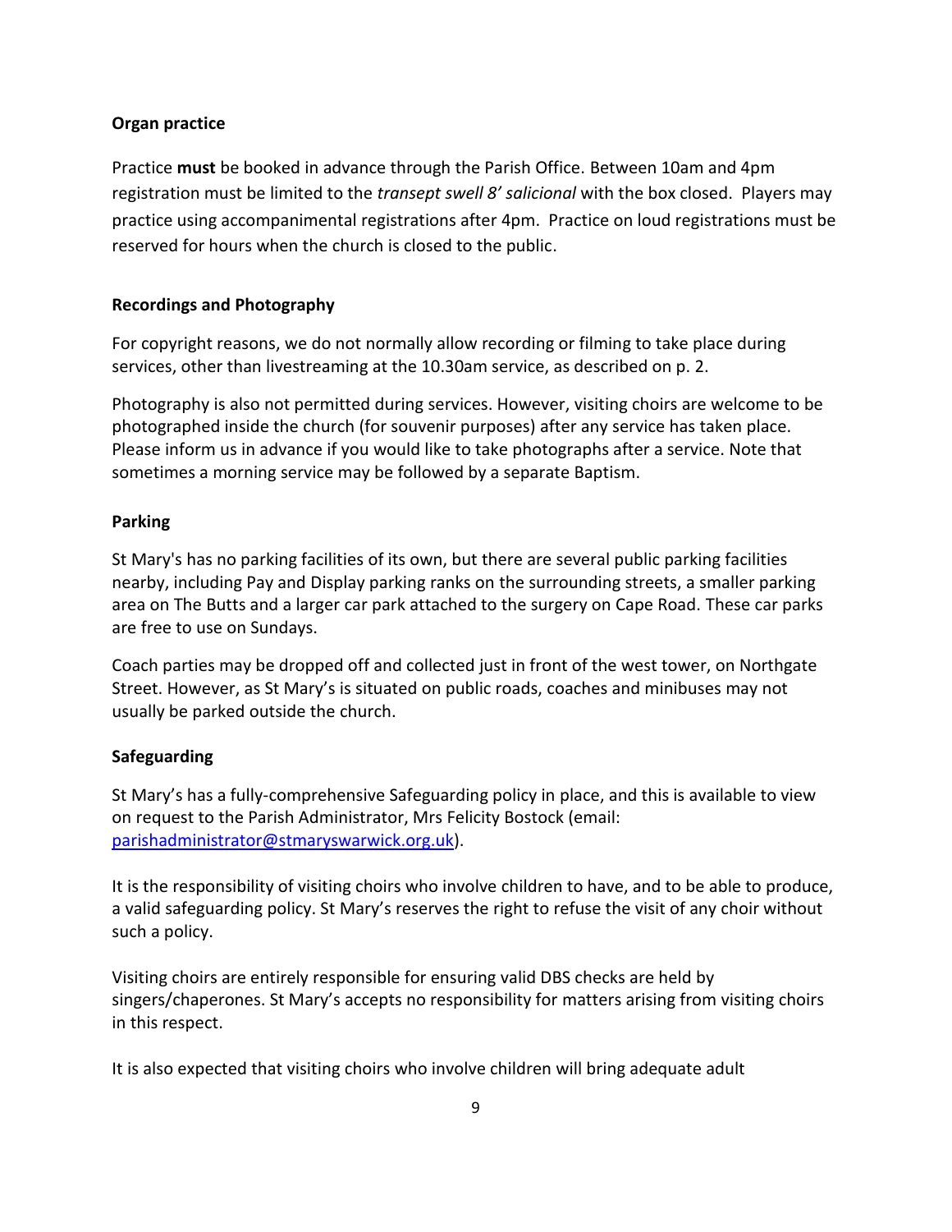### Organ practice

Practice **must** be booked in advance through the Parish Office. Between 10am and 4pm registration must be limited to the *transept swell 8' salicional* with the box closed. Players may practice using accompanimental registrations after 4pm. Practice on loud registrations must be reserved for hours when the church is closed to the public.

### Recordings and Photography

For copyright reasons, we do not normally allow recording or filming to take place during services, other than livestreaming at the 10.30am service, as described on p. 2.

Photography is also not permitted during services. However, visiting choirs are welcome to be photographed inside the church (for souvenir purposes) after any service has taken place. Please inform us in advance if you would like to take photographs after a service. Note that sometimes a morning service may be followed by a separate Baptism.

### Parking

St Mary's has no parking facilities of its own, but there are several public parking facilities nearby, including Pay and Display parking ranks on the surrounding streets, a smaller parking area on The Butts and a larger car park attached to the surgery on Cape Road. These car parks are free to use on Sundays.

Coach parties may be dropped off and collected just in front of the west tower, on Northgate Street. However, as St Mary's is situated on public roads, coaches and minibuses may not usually be parked outside the church.

### Safeguarding

St Mary's has a fully-comprehensive Safeguarding policy in place, and this is available to view on request to the Parish Administrator, Mrs Felicity Bostock (email: parishadministrator@stmaryswarwick.org.uk).

It is the responsibility of visiting choirs who involve children to have, and to be able to produce, a valid safeguarding policy. St Mary's reserves the right to refuse the visit of any choir without such a policy.

Visiting choirs are entirely responsible for ensuring valid DBS checks are held by singers/chaperones. St Mary's accepts no responsibility for matters arising from visiting choirs in this respect.

It is also expected that visiting choirs who involve children will bring adequate adult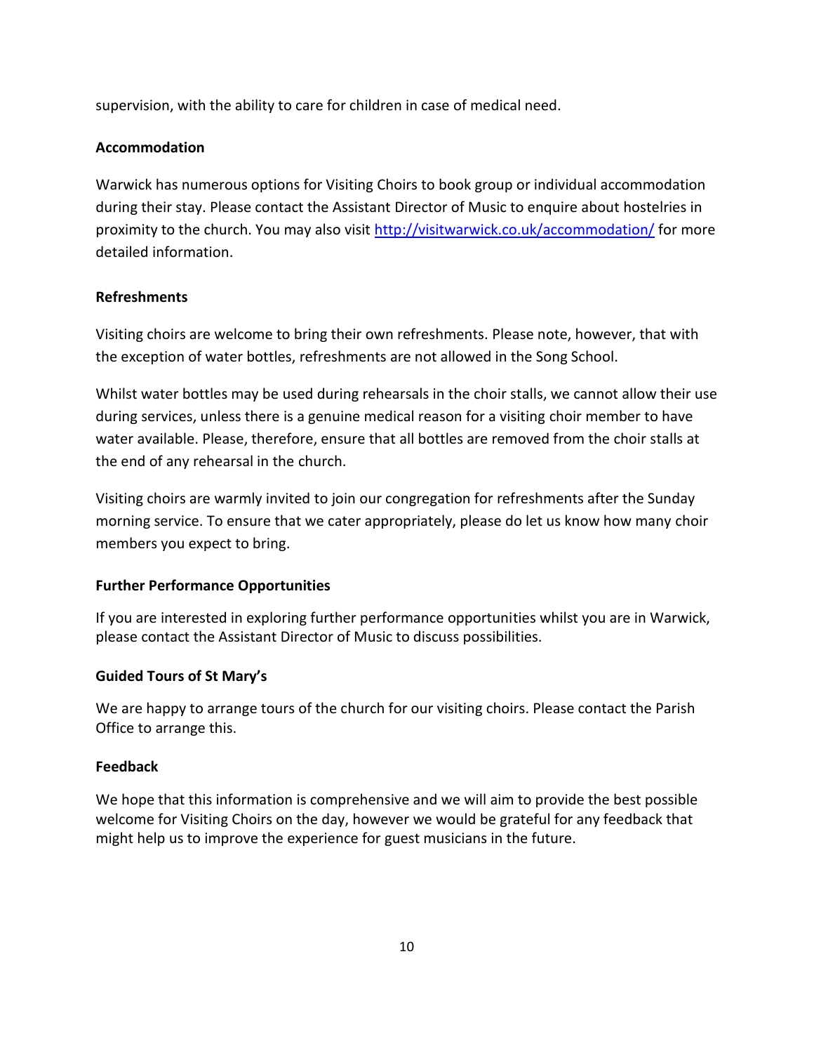supervision, with the ability to care for children in case of medical need.

**Accommodation**

Warwick has numerous options for Visiting Choirs to book group or individual accommodation during their stay. Please contact the Assistant Director of Music to enquire about hostelries in proximity to the church. You may also visit [http://visitwarwick.co.uk/accommodation/](http://visitwarwick.co.uk/accommodation/) for more detailed information.

**Refreshments**

Visiting choirs are welcome to bring their own refreshments. Please note, however, that with the exception of water bottles, refreshments are not allowed in the Song School.

Whilst water bottles may be used during rehearsals in the choir stalls, we cannot allow their use during services, unless there is a genuine medical reason for a visiting choir member to have water available. Please, therefore, ensure that all bottles are removed from the choir stalls at the end of any rehearsal in the church.

Visiting choirs are warmly invited to join our congregation for refreshments after the Sunday morning service. To ensure that we cater appropriately, please do let us know how many choir members you expect to bring.

**Further Performance Opportunities**

If you are interested in exploring further performance opportunities whilst you are in Warwick, please contact the Assistant Director of Music to discuss possibilities.

**Guided Tours of St Mary's**

We are happy to arrange tours of the church for our visiting choirs. Please contact the Parish Office to arrange this.

**Feedback**

We hope that this information is comprehensive and we will aim to provide the best possible welcome for Visiting Choirs on the day, however we would be grateful for any feedback that might help us to improve the experience for guest musicians in the future.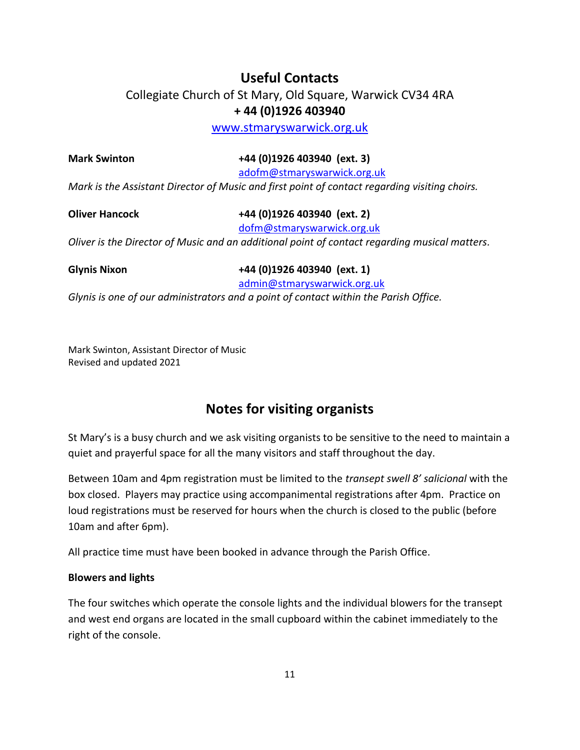## Useful Contacts

Collegiate Church of St Mary, Old Square, Warwick CV34 4RA
**+ 44 (0)1926 403940**
www.stmaryswarwick.org.uk

**Mark Swinton** **+44 (0)1926 403940 (ext. 3)**
adofm@stmaryswarwick.org.uk
*Mark is the Assistant Director of Music and first point of contact regarding visiting choirs.*

**Oliver Hancock** **+44 (0)1926 403940 (ext. 2)**
dofm@stmaryswarwick.org.uk
*Oliver is the Director of Music and an additional point of contact regarding musical matters.*

**Glynis Nixon** **+44 (0)1926 403940 (ext. 1)**
admin@stmaryswarwick.org.uk
*Glynis is one of our administrators and a point of contact within the Parish Office.*

Mark Swinton, Assistant Director of Music
Revised and updated 2021

## Notes for visiting organists

St Mary's is a busy church and we ask visiting organists to be sensitive to the need to maintain a quiet and prayerful space for all the many visitors and staff throughout the day.

Between 10am and 4pm registration must be limited to the *transept swell 8' salicional* with the box closed. Players may practice using accompanimental registrations after 4pm. Practice on loud registrations must be reserved for hours when the church is closed to the public (before 10am and after 6pm).

All practice time must have been booked in advance through the Parish Office.

**Blowers and lights**

The four switches which operate the console lights and the individual blowers for the transept and west end organs are located in the small cupboard within the cabinet immediately to the right of the console.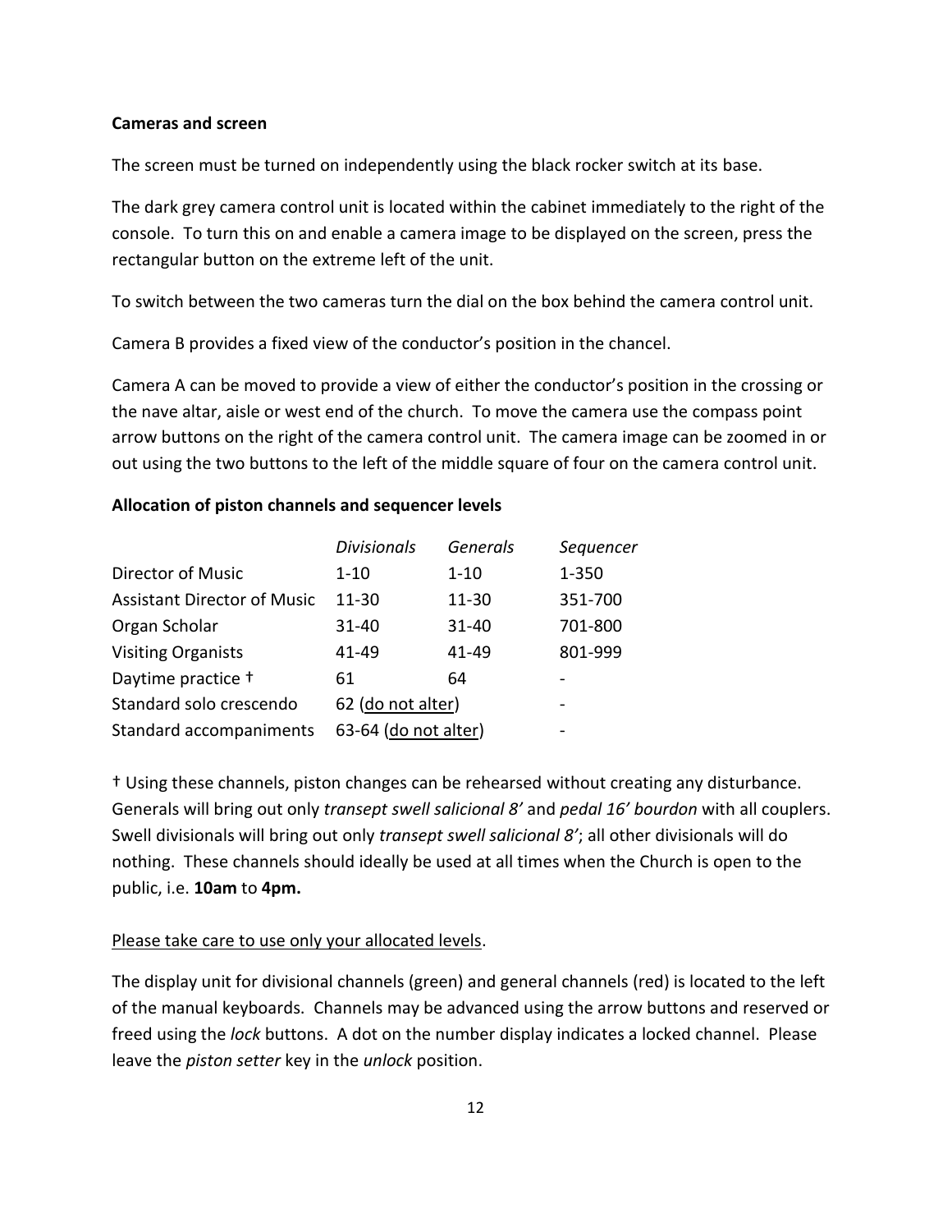**Cameras and screen**

The screen must be turned on independently using the black rocker switch at its base.

The dark grey camera control unit is located within the cabinet immediately to the right of the console. To turn this on and enable a camera image to be displayed on the screen, press the rectangular button on the extreme left of the unit.

To switch between the two cameras turn the dial on the box behind the camera control unit.

Camera B provides a fixed view of the conductor's position in the chancel.

Camera A can be moved to provide a view of either the conductor's position in the crossing or the nave altar, aisle or west end of the church. To move the camera use the compass point arrow buttons on the right of the camera control unit. The camera image can be zoomed in or out using the two buttons to the left of the middle square of four on the camera control unit.

**Allocation of piston channels and sequencer levels**

| | *Divisionals* | *Generals* | *Sequencer* |
|---|---|---|---|
| Director of Music | 1-10 | 1-10 | 1-350 |
| Assistant Director of Music | 11-30 | 11-30 | 351-700 |
| Organ Scholar | 31-40 | 31-40 | 701-800 |
| Visiting Organists | 41-49 | 41-49 | 801-999 |
| Daytime practice † | 61 | 64 | - |
| Standard solo crescendo | 62 (do not alter) | | - |
| Standard accompaniments | 63-64 (do not alter) | | - |

† Using these channels, piston changes can be rehearsed without creating any disturbance. Generals will bring out only *transept swell salicional 8'* and *pedal 16' bourdon* with all couplers. Swell divisionals will bring out only *transept swell salicional 8'*; all other divisionals will do nothing. These channels should ideally be used at all times when the Church is open to the public, i.e. **10am** to **4pm.**

Please take care to use only your allocated levels.

The display unit for divisional channels (green) and general channels (red) is located to the left of the manual keyboards. Channels may be advanced using the arrow buttons and reserved or freed using the *lock* buttons. A dot on the number display indicates a locked channel. Please leave the *piston setter* key in the *unlock* position.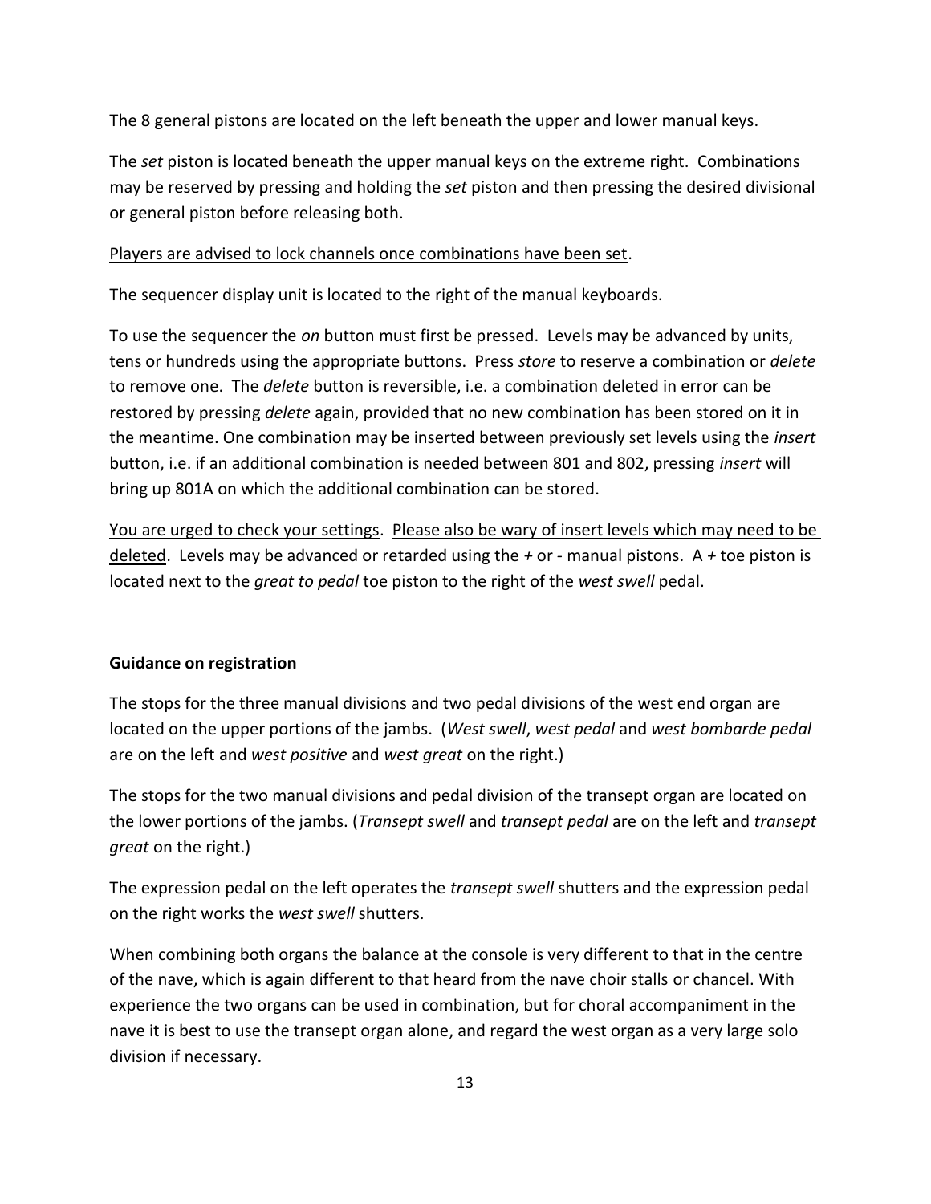The 8 general pistons are located on the left beneath the upper and lower manual keys.

The *set* piston is located beneath the upper manual keys on the extreme right. Combinations may be reserved by pressing and holding the *set* piston and then pressing the desired divisional or general piston before releasing both.

<u>Players are advised to lock channels once combinations have been set</u>.

The sequencer display unit is located to the right of the manual keyboards.

To use the sequencer the *on* button must first be pressed. Levels may be advanced by units, tens or hundreds using the appropriate buttons. Press *store* to reserve a combination or *delete* to remove one. The *delete* button is reversible, i.e. a combination deleted in error can be restored by pressing *delete* again, provided that no new combination has been stored on it in the meantime. One combination may be inserted between previously set levels using the *insert* button, i.e. if an additional combination is needed between 801 and 802, pressing *insert* will bring up 801A on which the additional combination can be stored.

<u>You are urged to check your settings</u>. <u>Please also be wary of insert levels which may need to be deleted</u>. Levels may be advanced or retarded using the *+* or - manual pistons. A *+* toe piston is located next to the *great to pedal* toe piston to the right of the *west swell* pedal.

**Guidance on registration**

The stops for the three manual divisions and two pedal divisions of the west end organ are located on the upper portions of the jambs. (*West swell*, *west pedal* and *west bombarde pedal* are on the left and *west positive* and *west great* on the right.)

The stops for the two manual divisions and pedal division of the transept organ are located on the lower portions of the jambs. (*Transept swell* and *transept pedal* are on the left and *transept great* on the right.)

The expression pedal on the left operates the *transept swell* shutters and the expression pedal on the right works the *west swell* shutters.

When combining both organs the balance at the console is very different to that in the centre of the nave, which is again different to that heard from the nave choir stalls or chancel. With experience the two organs can be used in combination, but for choral accompaniment in the nave it is best to use the transept organ alone, and regard the west organ as a very large solo division if necessary.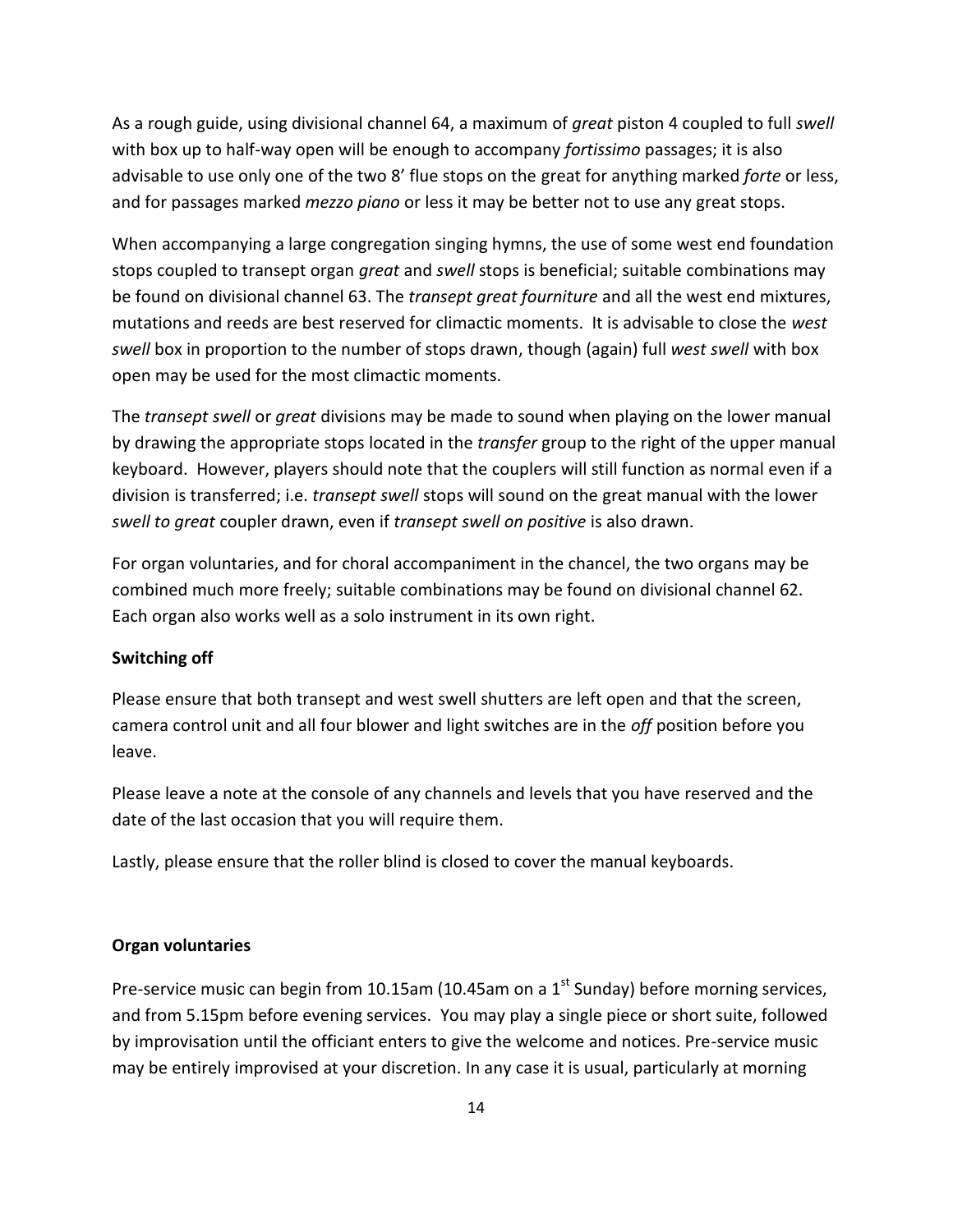As a rough guide, using divisional channel 64, a maximum of *great* piston 4 coupled to full *swell* with box up to half-way open will be enough to accompany *fortissimo* passages; it is also advisable to use only one of the two 8' flue stops on the great for anything marked *forte* or less, and for passages marked *mezzo piano* or less it may be better not to use any great stops.

When accompanying a large congregation singing hymns, the use of some west end foundation stops coupled to transept organ *great* and *swell* stops is beneficial; suitable combinations may be found on divisional channel 63. The *transept great fourniture* and all the west end mixtures, mutations and reeds are best reserved for climactic moments. It is advisable to close the *west swell* box in proportion to the number of stops drawn, though (again) full *west swell* with box open may be used for the most climactic moments.

The *transept swell* or *great* divisions may be made to sound when playing on the lower manual by drawing the appropriate stops located in the *transfer* group to the right of the upper manual keyboard. However, players should note that the couplers will still function as normal even if a division is transferred; i.e. *transept swell* stops will sound on the great manual with the lower *swell to great* coupler drawn, even if *transept swell on positive* is also drawn.

For organ voluntaries, and for choral accompaniment in the chancel, the two organs may be combined much more freely; suitable combinations may be found on divisional channel 62. Each organ also works well as a solo instrument in its own right.

**Switching off**

Please ensure that both transept and west swell shutters are left open and that the screen, camera control unit and all four blower and light switches are in the *off* position before you leave.

Please leave a note at the console of any channels and levels that you have reserved and the date of the last occasion that you will require them.

Lastly, please ensure that the roller blind is closed to cover the manual keyboards.

**Organ voluntaries**

Pre-service music can begin from 10.15am (10.45am on a 1st Sunday) before morning services, and from 5.15pm before evening services. You may play a single piece or short suite, followed by improvisation until the officiant enters to give the welcome and notices. Pre-service music may be entirely improvised at your discretion. In any case it is usual, particularly at morning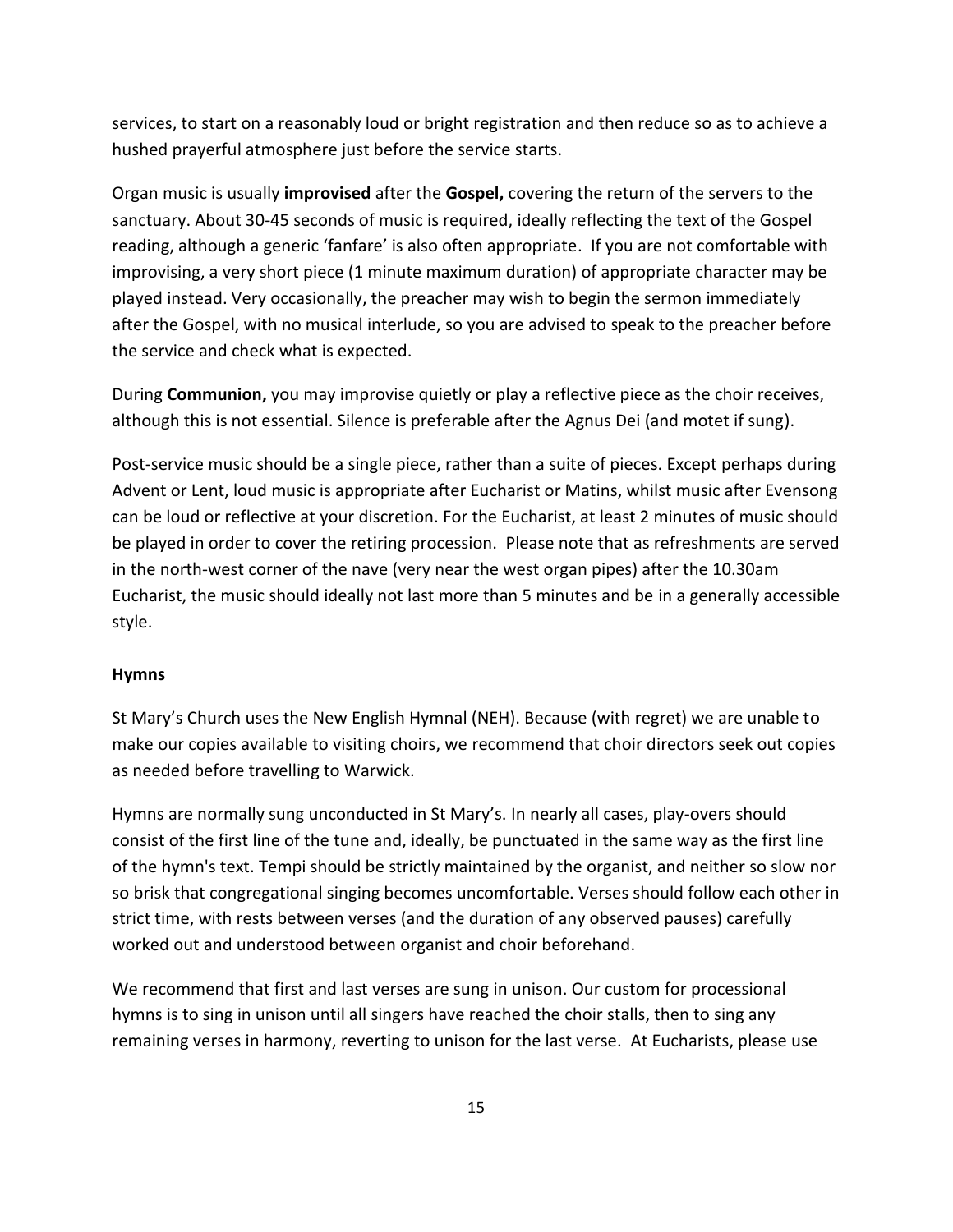services, to start on a reasonably loud or bright registration and then reduce so as to achieve a hushed prayerful atmosphere just before the service starts.

Organ music is usually **improvised** after the **Gospel,** covering the return of the servers to the sanctuary. About 30-45 seconds of music is required, ideally reflecting the text of the Gospel reading, although a generic 'fanfare' is also often appropriate. If you are not comfortable with improvising, a very short piece (1 minute maximum duration) of appropriate character may be played instead. Very occasionally, the preacher may wish to begin the sermon immediately after the Gospel, with no musical interlude, so you are advised to speak to the preacher before the service and check what is expected.

During **Communion,** you may improvise quietly or play a reflective piece as the choir receives, although this is not essential. Silence is preferable after the Agnus Dei (and motet if sung).

Post-service music should be a single piece, rather than a suite of pieces. Except perhaps during Advent or Lent, loud music is appropriate after Eucharist or Matins, whilst music after Evensong can be loud or reflective at your discretion. For the Eucharist, at least 2 minutes of music should be played in order to cover the retiring procession. Please note that as refreshments are served in the north-west corner of the nave (very near the west organ pipes) after the 10.30am Eucharist, the music should ideally not last more than 5 minutes and be in a generally accessible style.

**Hymns**

St Mary's Church uses the New English Hymnal (NEH). Because (with regret) we are unable to make our copies available to visiting choirs, we recommend that choir directors seek out copies as needed before travelling to Warwick.

Hymns are normally sung unconducted in St Mary's. In nearly all cases, play-overs should consist of the first line of the tune and, ideally, be punctuated in the same way as the first line of the hymn's text. Tempi should be strictly maintained by the organist, and neither so slow nor so brisk that congregational singing becomes uncomfortable. Verses should follow each other in strict time, with rests between verses (and the duration of any observed pauses) carefully worked out and understood between organist and choir beforehand.

We recommend that first and last verses are sung in unison. Our custom for processional hymns is to sing in unison until all singers have reached the choir stalls, then to sing any remaining verses in harmony, reverting to unison for the last verse. At Eucharists, please use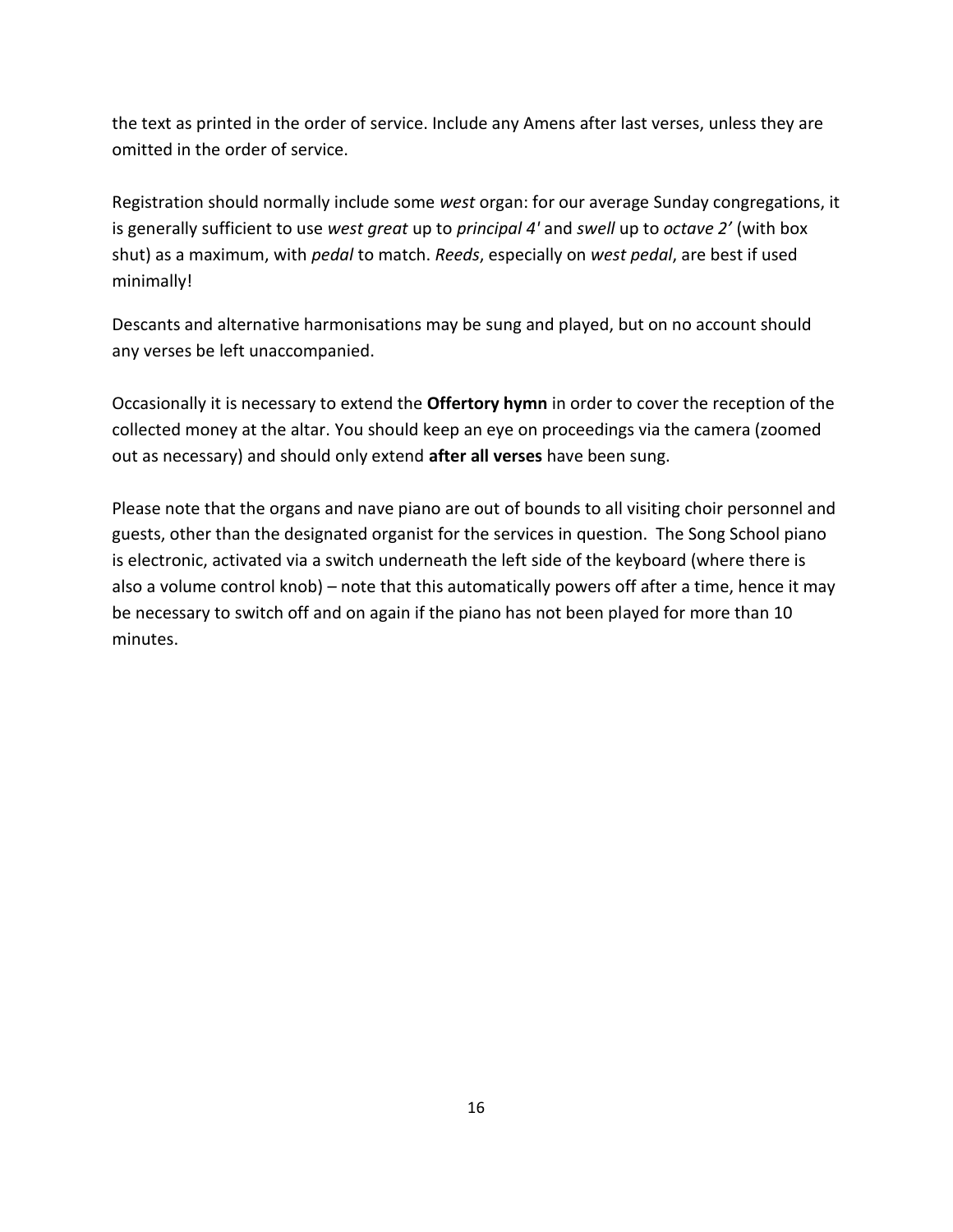the text as printed in the order of service. Include any Amens after last verses, unless they are omitted in the order of service.

Registration should normally include some *west* organ: for our average Sunday congregations, it is generally sufficient to use *west great* up to *principal 4'* and *swell* up to *octave 2'* (with box shut) as a maximum, with *pedal* to match. *Reeds*, especially on *west pedal*, are best if used minimally!

Descants and alternative harmonisations may be sung and played, but on no account should any verses be left unaccompanied.

Occasionally it is necessary to extend the **Offertory hymn** in order to cover the reception of the collected money at the altar. You should keep an eye on proceedings via the camera (zoomed out as necessary) and should only extend **after all verses** have been sung.

Please note that the organs and nave piano are out of bounds to all visiting choir personnel and guests, other than the designated organist for the services in question. The Song School piano is electronic, activated via a switch underneath the left side of the keyboard (where there is also a volume control knob) – note that this automatically powers off after a time, hence it may be necessary to switch off and on again if the piano has not been played for more than 10 minutes.